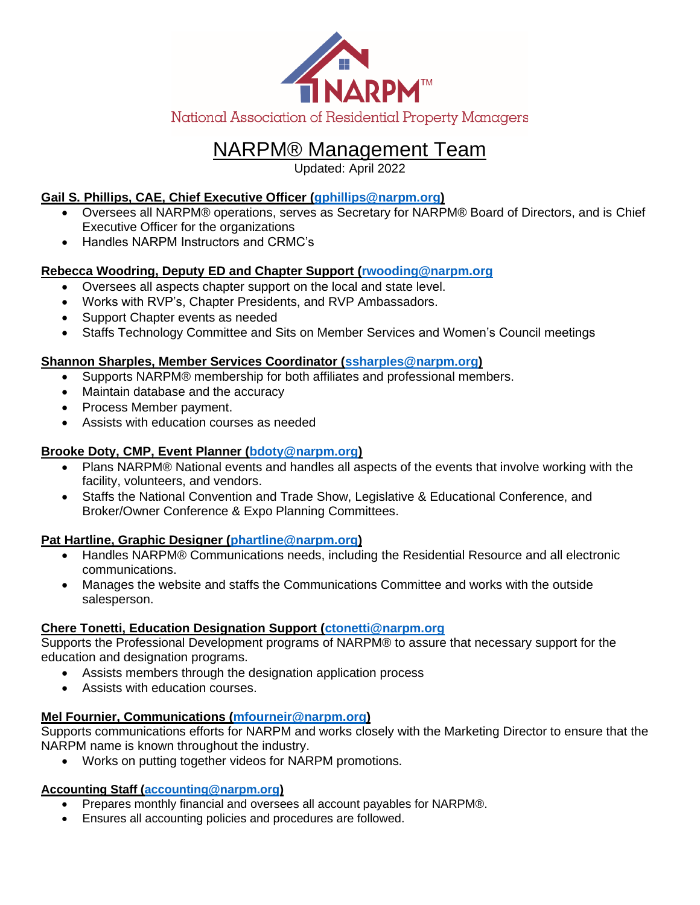NARPM™

National Association of Residential Property Managers

# NARPM® Management Team

Updated: April 2022

**Gail S. Phillips, CAE, Chief Executive Officer (gphillips@narpm.org)**

- Oversees all NARPM® operations, serves as Secretary for NARPM® Board of Directors, and is Chief Executive Officer for the organizations
- Handles NARPM Instructors and CRMC's

**Rebecca Woodring, Deputy ED and Chapter Support (rwooding@narpm.org**

- Oversees all aspects chapter support on the local and state level.
- Works with RVP's, Chapter Presidents, and RVP Ambassadors.
- Support Chapter events as needed
- Staffs Technology Committee and Sits on Member Services and Women's Council meetings

**Shannon Sharples, Member Services Coordinator (ssharples@narpm.org)**

- Supports NARPM® membership for both affiliates and professional members.
- Maintain database and the accuracy
- Process Member payment.
- Assists with education courses as needed

**Brooke Doty, CMP, Event Planner (bdoty@narpm.org)**

- Plans NARPM® National events and handles all aspects of the events that involve working with the facility, volunteers, and vendors.
- Staffs the National Convention and Trade Show, Legislative & Educational Conference, and Broker/Owner Conference & Expo Planning Committees.

**Pat Hartline, Graphic Designer (phartline@narpm.org)**

- Handles NARPM® Communications needs, including the Residential Resource and all electronic communications.
- Manages the website and staffs the Communications Committee and works with the outside salesperson.

**Chere Tonetti, Education Designation Support (ctonetti@narpm.org**

Supports the Professional Development programs of NARPM® to assure that necessary support for the education and designation programs.

- Assists members through the designation application process
- Assists with education courses.

**Mel Fournier, Communications (mfourneir@narpm.org)**

Supports communications efforts for NARPM and works closely with the Marketing Director to ensure that the NARPM name is known throughout the industry.

- Works on putting together videos for NARPM promotions.

**Accounting Staff (accounting@narpm.org)**

- Prepares monthly financial and oversees all account payables for NARPM®.
- Ensures all accounting policies and procedures are followed.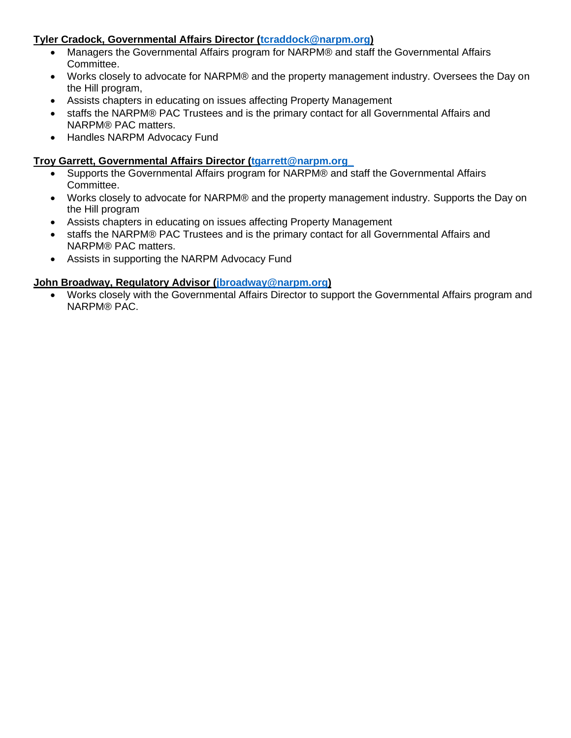**Tyler Cradock, Governmental Affairs Director (tcraddock@narpm.org)**

- Managers the Governmental Affairs program for NARPM® and staff the Governmental Affairs Committee.
- Works closely to advocate for NARPM® and the property management industry. Oversees the Day on the Hill program,
- Assists chapters in educating on issues affecting Property Management
- staffs the NARPM® PAC Trustees and is the primary contact for all Governmental Affairs and NARPM® PAC matters.
- Handles NARPM Advocacy Fund

**Troy Garrett, Governmental Affairs Director (tgarrett@narpm.org**

- Supports the Governmental Affairs program for NARPM® and staff the Governmental Affairs Committee.
- Works closely to advocate for NARPM® and the property management industry. Supports the Day on the Hill program
- Assists chapters in educating on issues affecting Property Management
- staffs the NARPM® PAC Trustees and is the primary contact for all Governmental Affairs and NARPM® PAC matters.
- Assists in supporting the NARPM Advocacy Fund

**John Broadway, Regulatory Advisor (jbroadway@narpm.org)**

- Works closely with the Governmental Affairs Director to support the Governmental Affairs program and NARPM® PAC.